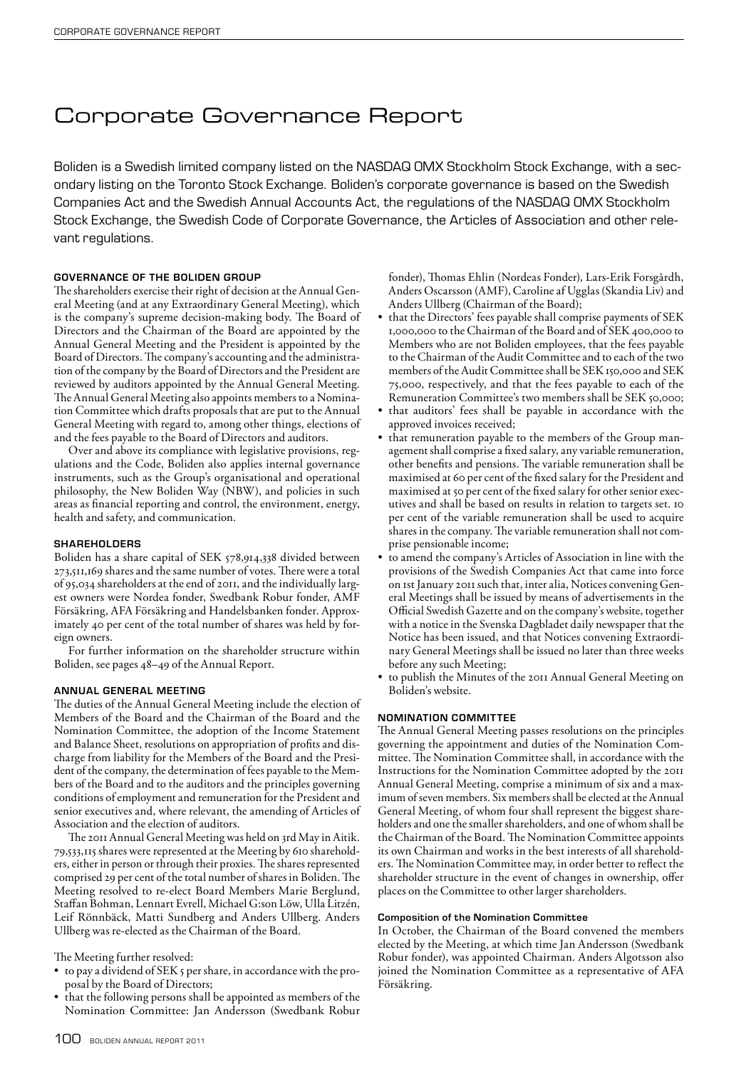# Corporate Governance Report

Boliden is a Swedish limited company listed on the NASDAQ OMX Stockholm Stock Exchange, with a secondary listing on the Toronto Stock Exchange. Boliden's corporate governance is based on the Swedish Companies Act and the Swedish Annual Accounts Act, the regulations of the NASDAQ OMX Stockholm Stock Exchange, the Swedish Code of Corporate Governance, the Articles of Association and other relevant regulations.

## GOVERNANCE OF THE BOLIDEN GROUP

The shareholders exercise their right of decision at the Annual General Meeting (and at any Extraordinary General Meeting), which is the company's supreme decision-making body. The Board of Directors and the Chairman of the Board are appointed by the Annual General Meeting and the President is appointed by the Board of Directors. The company's accounting and the administration of the company by the Board of Directors and the President are reviewed by auditors appointed by the Annual General Meeting. The Annual General Meeting also appoints members to a Nomination Committee which drafts proposals that are put to the Annual General Meeting with regard to, among other things, elections of and the fees payable to the Board of Directors and auditors.

Over and above its compliance with legislative provisions, regulations and the Code, Boliden also applies internal governance instruments, such as the Group's organisational and operational philosophy, the New Boliden Way (NBW), and policies in such areas as financial reporting and control, the environment, energy, health and safety, and communication.

## SHAREHOLDERS

Boliden has a share capital of SEK 578,914,338 divided between 273,511,169 shares and the same number of votes. There were a total of 95,034 shareholders at the end of 2011, and the individually largest owners were Nordea fonder, Swedbank Robur fonder, AMF Försäkring, AFA Försäkring and Handelsbanken fonder. Approximately 40 per cent of the total number of shares was held by foreign owners.

For further information on the shareholder structure within Boliden, see pages 48–49 of the Annual Report.

## ANNUAL GENERAL MEETING

The duties of the Annual General Meeting include the election of Members of the Board and the Chairman of the Board and the Nomination Committee, the adoption of the Income Statement and Balance Sheet, resolutions on appropriation of profits and discharge from liability for the Members of the Board and the President of the company, the determination of fees payable to the Members of the Board and to the auditors and the principles governing conditions of employment and remuneration for the President and senior executives and, where relevant, the amending of Articles of Association and the election of auditors.

The 2011 Annual General Meeting was held on 3rd May in Aitik. 79,533,115 shares were represented at the Meeting by 610 shareholders, either in person or through their proxies. The shares represented comprised 29 per cent of the total number of shares in Boliden. The Meeting resolved to re-elect Board Members Marie Berglund, Staffan Bohman, Lennart Evrell, Michael G:son Löw, Ulla Litzén, Leif Rönnbäck, Matti Sundberg and Anders Ullberg. Anders Ullberg was re-elected as the Chairman of the Board.

The Meeting further resolved:

- to pay a dividend of SEK 5 per share, in accordance with the proposal by the Board of Directors;
- that the following persons shall be appointed as members of the Nomination Committee: Jan Andersson (Swedbank Robur fonder), Thomas Ehlin (Nordeas Fonder), Lars-Erik Forsgårdh, Anders Oscarsson (AMF), Caroline af Ugglas (Skandia Liv) and Anders Ullberg (Chairman of the Board);
- that the Directors' fees payable shall comprise payments of SEK 1,000,000 to the Chairman of the Board and of SEK 400,000 to Members who are not Boliden employees, that the fees payable to the Chairman of the Audit Committee and to each of the two members of the Audit Committee shall be SEK 150,000 and SEK 75,000, respectively, and that the fees payable to each of the Remuneration Committee's two members shall be SEK 50,000;
- that auditors' fees shall be payable in accordance with the approved invoices received;
- that remuneration payable to the members of the Group management shall comprise a fixed salary, any variable remuneration, other benefits and pensions. The variable remuneration shall be maximised at 60 per cent of the fixed salary for the President and maximised at 50 per cent of the fixed salary for other senior executives and shall be based on results in relation to targets set. 10 per cent of the variable remuneration shall be used to acquire shares in the company. The variable remuneration shall not comprise pensionable income;
- to amend the company's Articles of Association in line with the provisions of the Swedish Companies Act that came into force on 1st January 2011 such that, inter alia, Notices convening General Meetings shall be issued by means of advertisements in the Official Swedish Gazette and on the company's website, together with a notice in the Svenska Dagbladet daily newspaper that the Notice has been issued, and that Notices convening Extraordinary General Meetings shall be issued no later than three weeks before any such Meeting;
- to publish the Minutes of the 2011 Annual General Meeting on Boliden's website.

## NOMINATION COMMITTEE

The Annual General Meeting passes resolutions on the principles governing the appointment and duties of the Nomination Committee. The Nomination Committee shall, in accordance with the Instructions for the Nomination Committee adopted by the 2011 Annual General Meeting, comprise a minimum of six and a maximum of seven members. Six members shall be elected at the Annual General Meeting, of whom four shall represent the biggest shareholders and one the smaller shareholders, and one of whom shall be the Chairman of the Board. The Nomination Committee appoints its own Chairman and works in the best interests of all shareholders. The Nomination Committee may, in order better to reflect the shareholder structure in the event of changes in ownership, offer places on the Committee to other larger shareholders.

### Composition of the Nomination Committee

In October, the Chairman of the Board convened the members elected by the Meeting, at which time Jan Andersson (Swedbank Robur fonder), was appointed Chairman. Anders Algotsson also joined the Nomination Committee as a representative of AFA Försäkring.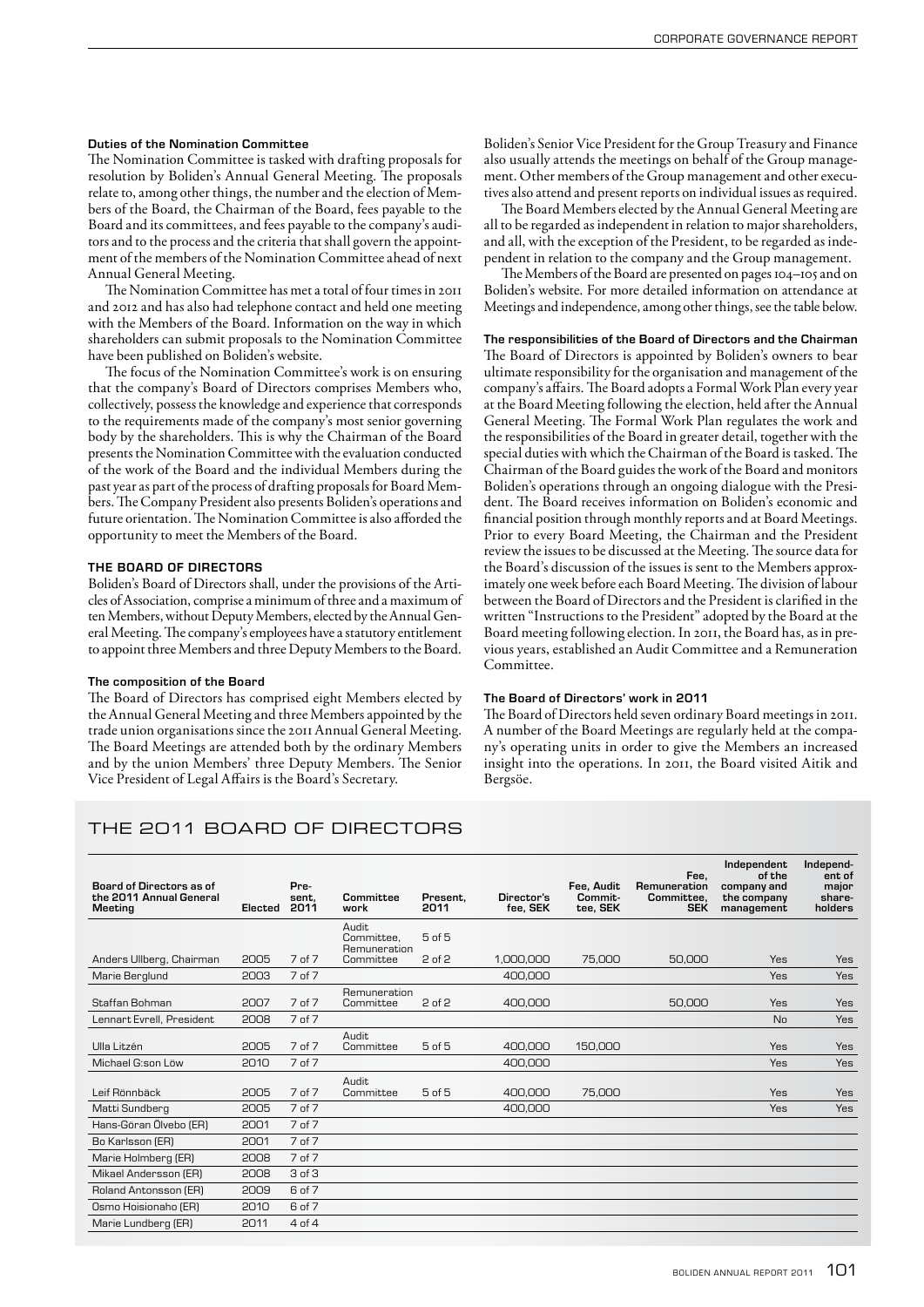#### Duties of the Nomination Committee

The Nomination Committee is tasked with drafting proposals for resolution by Boliden's Annual General Meeting. The proposals relate to, among other things, the number and the election of Members of the Board, the Chairman of the Board, fees payable to the Board and its committees, and fees payable to the company's auditors and to the process and the criteria that shall govern the appointment of the members of the Nomination Committee ahead of next Annual General Meeting.

The Nomination Committee has met a total of four times in 2011 and 2012 and has also had telephone contact and held one meeting with the Members of the Board. Information on the way in which shareholders can submit proposals to the Nomination Committee have been published on Boliden's website.

The focus of the Nomination Committee's work is on ensuring that the company's Board of Directors comprises Members who, collectively, possess the knowledge and experience that corresponds to the requirements made of the company's most senior governing body by the shareholders. This is why the Chairman of the Board presents the Nomination Committee with the evaluation conducted of the work of the Board and the individual Members during the past year as part of the process of drafting proposals for Board Members. The Company President also presents Boliden's operations and future orientation. The Nomination Committee is also afforded the opportunity to meet the Members of the Board.

### THE BOARD OF DIRECTORS

Boliden's Board of Directors shall, under the provisions of the Articles of Association, comprise a minimum of three and a maximum of ten Members, without Deputy Members, elected by the Annual General Meeting. The company's employees have a statutory entitlement to appoint three Members and three Deputy Members to the Board.

#### The composition of the Board

The Board of Directors has comprised eight Members elected by the Annual General Meeting and three Members appointed by the trade union organisations since the 2011 Annual General Meeting. The Board Meetings are attended both by the ordinary Members and by the union Members' three Deputy Members. The Senior Vice President of Legal Affairs is the Board's Secretary.

Boliden's Senior Vice President for the Group Treasury and Finance also usually attends the meetings on behalf of the Group management. Other members of the Group management and other executives also attend and present reports on individual issues as required.

The Board Members elected by the Annual General Meeting are all to be regarded as independent in relation to major shareholders, and all, with the exception of the President, to be regarded as independent in relation to the company and the Group management.

The Members of the Board are presented on pages 104–105 and on Boliden's website. For more detailed information on attendance at Meetings and independence, among other things, see the table below.

#### The responsibilities of the Board of Directors and the Chairman

The Board of Directors is appointed by Boliden's owners to bear ultimate responsibility for the organisation and management of the company's affairs. The Board adopts a Formal Work Plan every year at the Board Meeting following the election, held after the Annual General Meeting. The Formal Work Plan regulates the work and the responsibilities of the Board in greater detail, together with the special duties with which the Chairman of the Board is tasked. The Chairman of the Board guides the work of the Board and monitors Boliden's operations through an ongoing dialogue with the President. The Board receives information on Boliden's economic and financial position through monthly reports and at Board Meetings. Prior to every Board Meeting, the Chairman and the President review the issues to be discussed at the Meeting. The source data for the Board's discussion of the issues is sent to the Members approximately one week before each Board Meeting. The division of labour between the Board of Directors and the President is clarified in the written "Instructions to the President" adopted by the Board at the Board meeting following election. In 2011, the Board has, as in previous years, established an Audit Committee and a Remuneration Committee.

#### The Board of Directors' work in 2011

The Board of Directors held seven ordinary Board meetings in 2011. A number of the Board Meetings are regularly held at the company's operating units in order to give the Members an increased insight into the operations. In 2011, the Board visited Aitik and Bergsöe.

## THE 2011 BOARD OF DIRECTORS

| Board of Directors as of the 2011 Annual General Meeting | Elected | Present, 2011 | Committee work | Present, 2011 | Director's fee, SEK | Fee, Audit Committee, SEK | Fee, Remuneration Committee, SEK | Independent of the company and the company management | Independent of major shareholders |
|---|---|---|---|---|---|---|---|---|---|
| Anders Ullberg, Chairman | 2005 | 7 of 7 | Audit Committee, Remuneration Committee | 5 of 5, 2 of 2 | 1,000,000 | 75,000 | 50,000 | Yes | Yes |
| Marie Berglund | 2003 | 7 of 7 | | | 400,000 | | | Yes | Yes |
| Staffan Bohman | 2007 | 7 of 7 | Remuneration Committee | 2 of 2 | 400,000 | | 50,000 | Yes | Yes |
| Lennart Evrell, President | 2008 | 7 of 7 | | | | | | No | Yes |
| Ulla Litzén | 2005 | 7 of 7 | Audit Committee | 5 of 5 | 400,000 | 150,000 | | Yes | Yes |
| Michael G:son Löw | 2010 | 7 of 7 | | | 400,000 | | | Yes | Yes |
| Leif Rönnbäck | 2005 | 7 of 7 | Audit Committee | 5 of 5 | 400,000 | 75,000 | | Yes | Yes |
| Matti Sundberg | 2005 | 7 of 7 | | | 400,000 | | | Yes | Yes |
| Hans-Göran Ölvebo (ER) | 2001 | 7 of 7 | | | | | | | |
| Bo Karlsson (ER) | 2001 | 7 of 7 | | | | | | | |
| Marie Holmberg (ER) | 2008 | 7 of 7 | | | | | | | |
| Mikael Andersson (ER) | 2008 | 3 of 3 | | | | | | | |
| Roland Antonsson (ER) | 2009 | 6 of 7 | | | | | | | |
| Osmo Hoisionaho (ER) | 2010 | 6 of 7 | | | | | | | |
| Marie Lundberg (ER) | 2011 | 4 of 4 | | | | | | | |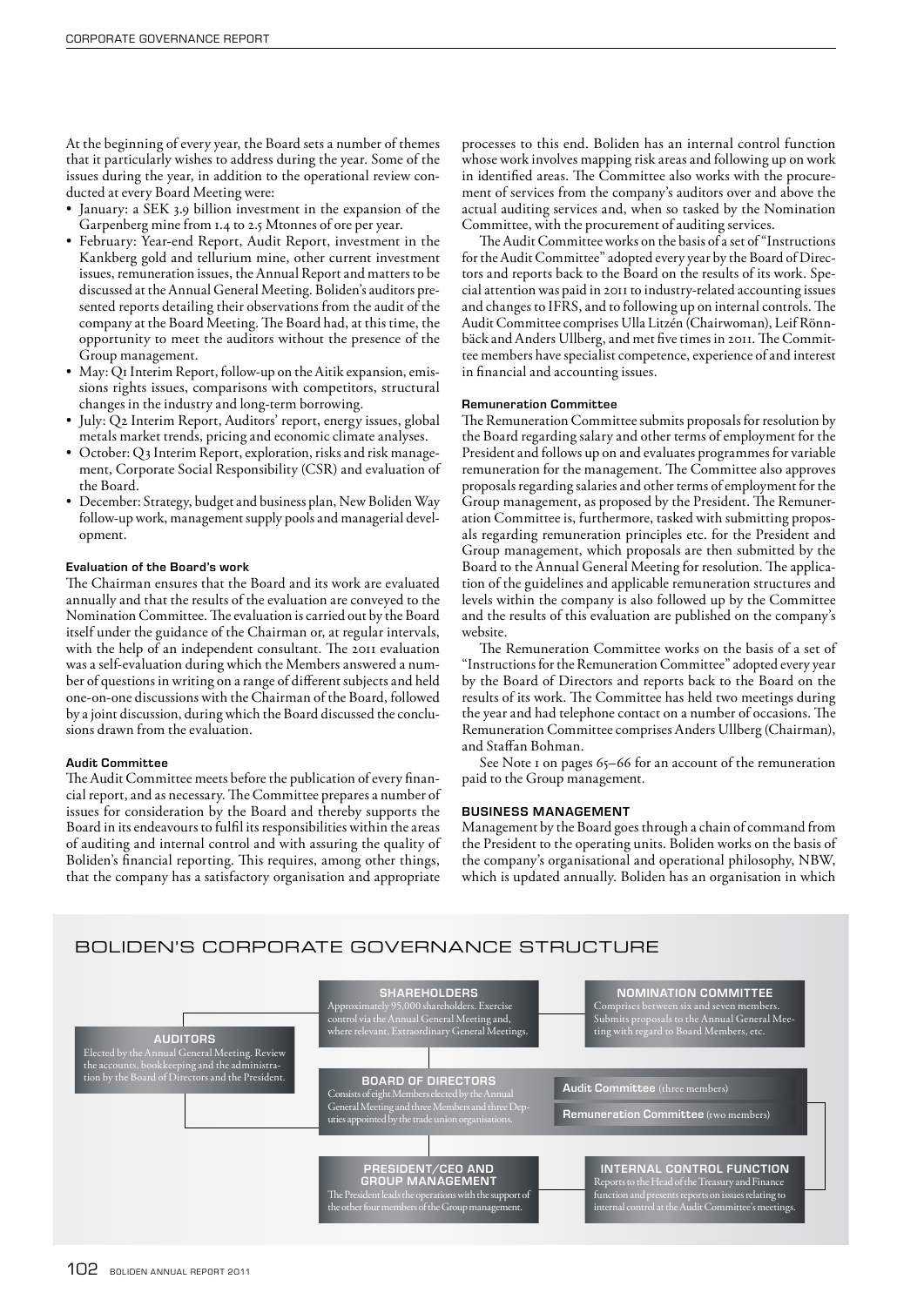At the beginning of every year, the Board sets a number of themes that it particularly wishes to address during the year. Some of the issues during the year, in addition to the operational review conducted at every Board Meeting were:

- January: a SEK 3.9 billion investment in the expansion of the Garpenberg mine from 1.4 to 2.5 Mtonnes of ore per year.
- February: Year-end Report, Audit Report, investment in the Kankberg gold and tellurium mine, other current investment issues, remuneration issues, the Annual Report and matters to be discussed at the Annual General Meeting. Boliden's auditors presented reports detailing their observations from the audit of the company at the Board Meeting. The Board had, at this time, the opportunity to meet the auditors without the presence of the Group management.
- May: Q1 Interim Report, follow-up on the Aitik expansion, emissions rights issues, comparisons with competitors, structural changes in the industry and long-term borrowing.
- July: Q2 Interim Report, Auditors' report, energy issues, global metals market trends, pricing and economic climate analyses.
- October: Q3 Interim Report, exploration, risks and risk management, Corporate Social Responsibility (CSR) and evaluation of the Board.
- December: Strategy, budget and business plan, New Boliden Way follow-up work, management supply pools and managerial development.

#### Evaluation of the Board's work

The Chairman ensures that the Board and its work are evaluated annually and that the results of the evaluation are conveyed to the Nomination Committee. The evaluation is carried out by the Board itself under the guidance of the Chairman or, at regular intervals, with the help of an independent consultant. The 2011 evaluation was a self-evaluation during which the Members answered a number of questions in writing on a range of different subjects and held one-on-one discussions with the Chairman of the Board, followed by a joint discussion, during which the Board discussed the conclusions drawn from the evaluation.

#### Audit Committee

The Audit Committee meets before the publication of every financial report, and as necessary. The Committee prepares a number of issues for consideration by the Board and thereby supports the Board in its endeavours to fulfil its responsibilities within the areas of auditing and internal control and with assuring the quality of Boliden's financial reporting. This requires, among other things, that the company has a satisfactory organisation and appropriate processes to this end. Boliden has an internal control function whose work involves mapping risk areas and following up on work in identified areas. The Committee also works with the procurement of services from the company's auditors over and above the actual auditing services and, when so tasked by the Nomination Committee, with the procurement of auditing services.

The Audit Committee works on the basis of a set of "Instructions for the Audit Committee" adopted every year by the Board of Directors and reports back to the Board on the results of its work. Special attention was paid in 2011 to industry-related accounting issues and changes to IFRS, and to following up on internal controls. The Audit Committee comprises Ulla Litzén (Chairwoman), Leif Rönnbäck and Anders Ullberg, and met five times in 2011. The Committee members have specialist competence, experience of and interest in financial and accounting issues.

#### Remuneration Committee

The Remuneration Committee submits proposals for resolution by the Board regarding salary and other terms of employment for the President and follows up on and evaluates programmes for variable remuneration for the management. The Committee also approves proposals regarding salaries and other terms of employment for the Group management, as proposed by the President. The Remuneration Committee is, furthermore, tasked with submitting proposals regarding remuneration principles etc. for the President and Group management, which proposals are then submitted by the Board to the Annual General Meeting for resolution. The application of the guidelines and applicable remuneration structures and levels within the company is also followed up by the Committee and the results of this evaluation are published on the company's website.

The Remuneration Committee works on the basis of a set of "Instructions for the Remuneration Committee" adopted every year by the Board of Directors and reports back to the Board on the results of its work. The Committee has held two meetings during the year and had telephone contact on a number of occasions. The Remuneration Committee comprises Anders Ullberg (Chairman), and Staffan Bohman.

See Note 1 on pages 65–66 for an account of the remuneration paid to the Group management.

### BUSINESS MANAGEMENT

Management by the Board goes through a chain of command from the President to the operating units. Boliden works on the basis of the company's organisational and operational philosophy, NBW, which is updated annually. Boliden has an organisation in which

## BOLIDEN'S CORPORATE GOVERNANCE STRUCTURE

**SHAREHOLDERS**
Approximately 95,000 shareholders. Exercise control via the Annual General Meeting and, where relevant, Extraordinary General Meetings.

**NOMINATION COMMITTEE**
Comprises between six and seven members. Submits proposals to the Annual General Meeting with regard to Board Members, etc.

**AUDITORS**
Elected by the Annual General Meeting. Review the accounts, bookkeeping and the administration by the Board of Directors and the President.

**BOARD OF DIRECTORS**
Consists of eight Members elected by the Annual General Meeting and three Members and three Deputies appointed by the trade union organisations.

**Audit Committee** (three members)

**Remuneration Committee** (two members)

**PRESIDENT/CEO AND GROUP MANAGEMENT**
The President leads the operations with the support of the other four members of the Group management.

**INTERNAL CONTROL FUNCTION**
Reports to the Head of the Treasury and Finance function and presents reports on issues relating to internal control at the Audit Committee's meetings.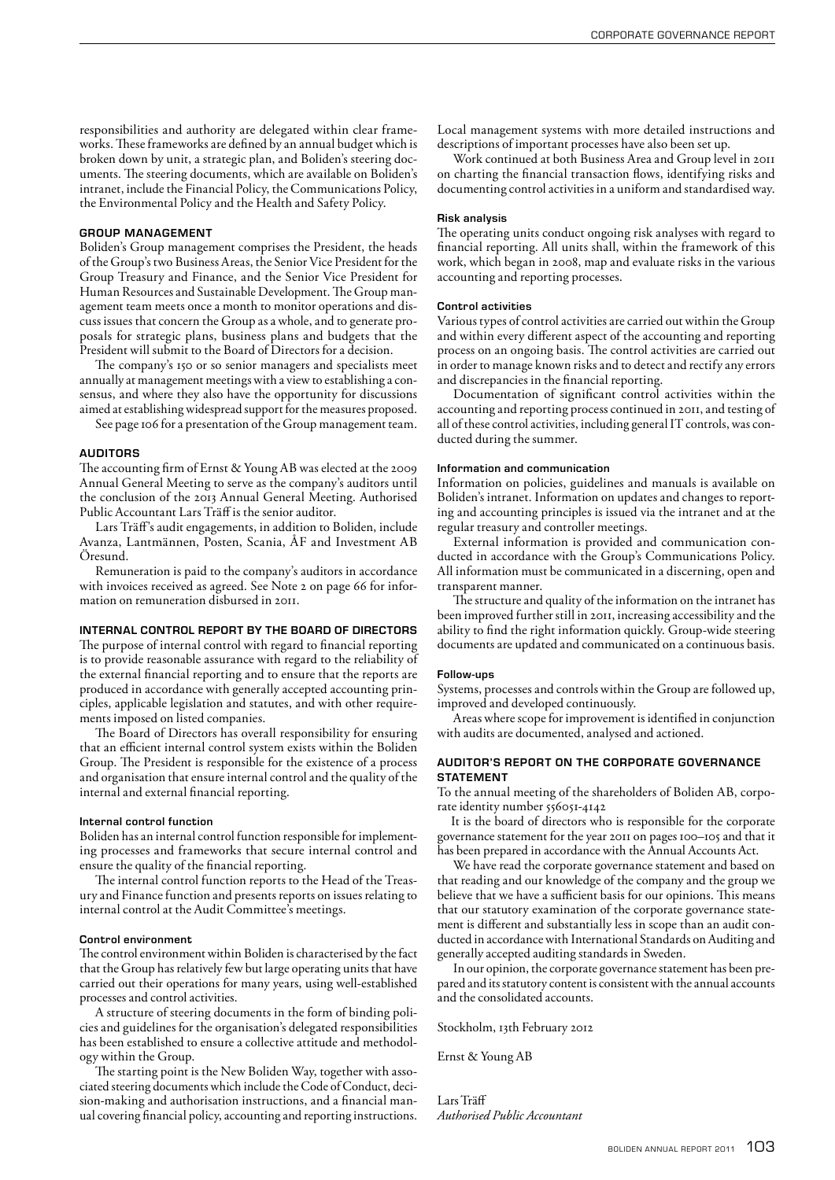responsibilities and authority are delegated within clear frameworks. These frameworks are defined by an annual budget which is broken down by unit, a strategic plan, and Boliden's steering documents. The steering documents, which are available on Boliden's intranet, include the Financial Policy, the Communications Policy, the Environmental Policy and the Health and Safety Policy.

## GROUP MANAGEMENT

Boliden's Group management comprises the President, the heads of the Group's two Business Areas, the Senior Vice President for the Group Treasury and Finance, and the Senior Vice President for Human Resources and Sustainable Development. The Group management team meets once a month to monitor operations and discuss issues that concern the Group as a whole, and to generate proposals for strategic plans, business plans and budgets that the President will submit to the Board of Directors for a decision.

The company's 150 or so senior managers and specialists meet annually at management meetings with a view to establishing a consensus, and where they also have the opportunity for discussions aimed at establishing widespread support for the measures proposed.

See page 106 for a presentation of the Group management team.

## AUDITORS

The accounting firm of Ernst & Young AB was elected at the 2009 Annual General Meeting to serve as the company's auditors until the conclusion of the 2013 Annual General Meeting. Authorised Public Accountant Lars Träff is the senior auditor.

Lars Träff's audit engagements, in addition to Boliden, include Avanza, Lantmännen, Posten, Scania, ÅF and Investment AB Öresund.

Remuneration is paid to the company's auditors in accordance with invoices received as agreed. See Note 2 on page 66 for information on remuneration disbursed in 2011.

## INTERNAL CONTROL REPORT BY THE BOARD OF DIRECTORS

The purpose of internal control with regard to financial reporting is to provide reasonable assurance with regard to the reliability of the external financial reporting and to ensure that the reports are produced in accordance with generally accepted accounting principles, applicable legislation and statutes, and with other requirements imposed on listed companies.

The Board of Directors has overall responsibility for ensuring that an efficient internal control system exists within the Boliden Group. The President is responsible for the existence of a process and organisation that ensure internal control and the quality of the internal and external financial reporting.

### Internal control function

Boliden has an internal control function responsible for implementing processes and frameworks that secure internal control and ensure the quality of the financial reporting.

The internal control function reports to the Head of the Treasury and Finance function and presents reports on issues relating to internal control at the Audit Committee's meetings.

### Control environment

The control environment within Boliden is characterised by the fact that the Group has relatively few but large operating units that have carried out their operations for many years, using well-established processes and control activities.

A structure of steering documents in the form of binding policies and guidelines for the organisation's delegated responsibilities has been established to ensure a collective attitude and methodology within the Group.

The starting point is the New Boliden Way, together with associated steering documents which include the Code of Conduct, decision-making and authorisation instructions, and a financial manual covering financial policy, accounting and reporting instructions. Local management systems with more detailed instructions and descriptions of important processes have also been set up.

Work continued at both Business Area and Group level in 2011 on charting the financial transaction flows, identifying risks and documenting control activities in a uniform and standardised way.

### Risk analysis

The operating units conduct ongoing risk analyses with regard to financial reporting. All units shall, within the framework of this work, which began in 2008, map and evaluate risks in the various accounting and reporting processes.

### Control activities

Various types of control activities are carried out within the Group and within every different aspect of the accounting and reporting process on an ongoing basis. The control activities are carried out in order to manage known risks and to detect and rectify any errors and discrepancies in the financial reporting.

Documentation of significant control activities within the accounting and reporting process continued in 2011, and testing of all of these control activities, including general IT controls, was conducted during the summer.

### Information and communication

Information on policies, guidelines and manuals is available on Boliden's intranet. Information on updates and changes to reporting and accounting principles is issued via the intranet and at the regular treasury and controller meetings.

External information is provided and communication conducted in accordance with the Group's Communications Policy. All information must be communicated in a discerning, open and transparent manner.

The structure and quality of the information on the intranet has been improved further still in 2011, increasing accessibility and the ability to find the right information quickly. Group-wide steering documents are updated and communicated on a continuous basis.

### Follow-ups

Systems, processes and controls within the Group are followed up, improved and developed continuously.

Areas where scope for improvement is identified in conjunction with audits are documented, analysed and actioned.

## AUDITOR'S REPORT ON THE CORPORATE GOVERNANCE STATEMENT

To the annual meeting of the shareholders of Boliden AB, corporate identity number 556051-4142

It is the board of directors who is responsible for the corporate governance statement for the year 2011 on pages 100–105 and that it has been prepared in accordance with the Annual Accounts Act.

We have read the corporate governance statement and based on that reading and our knowledge of the company and the group we believe that we have a sufficient basis for our opinions. This means that our statutory examination of the corporate governance statement is different and substantially less in scope than an audit conducted in accordance with International Standards on Auditing and generally accepted auditing standards in Sweden.

In our opinion, the corporate governance statement has been prepared and its statutory content is consistent with the annual accounts and the consolidated accounts.

Stockholm, 13th February 2012

Ernst & Young AB

Lars Träff
*Authorised Public Accountant*